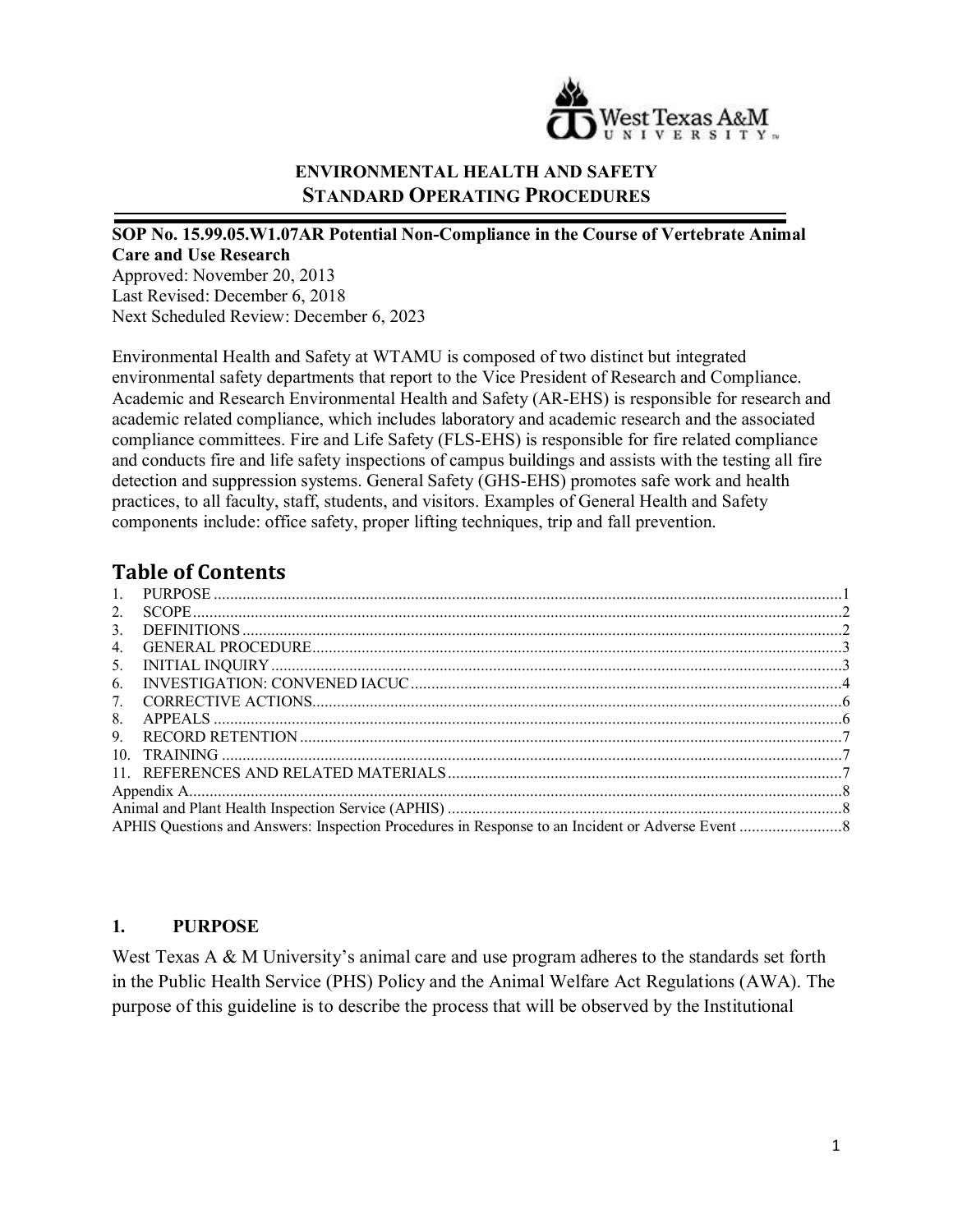**ENVIRONMENTAL HEALTH AND SAFETY**
**STANDARD OPERATING PROCEDURES**

**SOP No. 15.99.05.W1.07AR Potential Non-Compliance in the Course of Vertebrate Animal Care and Use Research**
Approved: November 20, 2013
Last Revised: December 6, 2018
Next Scheduled Review: December 6, 2023

Environmental Health and Safety at WTAMU is composed of two distinct but integrated environmental safety departments that report to the Vice President of Research and Compliance. Academic and Research Environmental Health and Safety (AR-EHS) is responsible for research and academic related compliance, which includes laboratory and academic research and the associated compliance committees. Fire and Life Safety (FLS-EHS) is responsible for fire related compliance and conducts fire and life safety inspections of campus buildings and assists with the testing all fire detection and suppression systems. General Safety (GHS-EHS) promotes safe work and health practices, to all faculty, staff, students, and visitors. Examples of General Health and Safety components include: office safety, proper lifting techniques, trip and fall prevention.

## Table of Contents

1. PURPOSE ........ 1
2. SCOPE ........ 2
3. DEFINITIONS ........ 2
4. GENERAL PROCEDURE ........ 3
5. INITIAL INQUIRY ........ 3
6. INVESTIGATION: CONVENED IACUC ........ 4
7. CORRECTIVE ACTIONS ........ 6
8. APPEALS ........ 6
9. RECORD RETENTION ........ 7
10. TRAINING ........ 7
11. REFERENCES AND RELATED MATERIALS ........ 7

Appendix A ........ 8
Animal and Plant Health Inspection Service (APHIS) ........ 8
APHIS Questions and Answers: Inspection Procedures in Response to an Incident or Adverse Event ........ 8

## 1. PURPOSE

West Texas A & M University's animal care and use program adheres to the standards set forth in the Public Health Service (PHS) Policy and the Animal Welfare Act Regulations (AWA). The purpose of this guideline is to describe the process that will be observed by the Institutional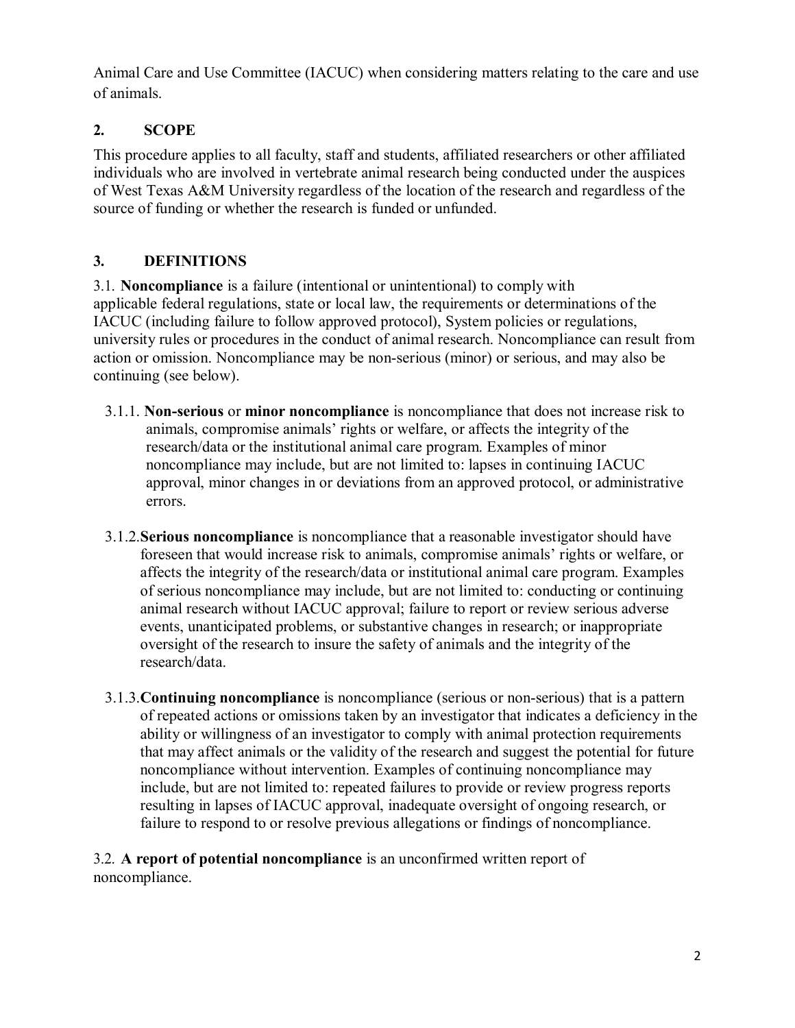Animal Care and Use Committee (IACUC) when considering matters relating to the care and use of animals.

## 2. SCOPE

This procedure applies to all faculty, staff and students, affiliated researchers or other affiliated individuals who are involved in vertebrate animal research being conducted under the auspices of West Texas A&M University regardless of the location of the research and regardless of the source of funding or whether the research is funded or unfunded.

## 3. DEFINITIONS

3.1. **Noncompliance** is a failure (intentional or unintentional) to comply with applicable federal regulations, state or local law, the requirements or determinations of the IACUC (including failure to follow approved protocol), System policies or regulations, university rules or procedures in the conduct of animal research. Noncompliance can result from action or omission. Noncompliance may be non-serious (minor) or serious, and may also be continuing (see below).

3.1.1. **Non-serious** or **minor noncompliance** is noncompliance that does not increase risk to animals, compromise animals' rights or welfare, or affects the integrity of the research/data or the institutional animal care program. Examples of minor noncompliance may include, but are not limited to: lapses in continuing IACUC approval, minor changes in or deviations from an approved protocol, or administrative errors.

3.1.2. **Serious noncompliance** is noncompliance that a reasonable investigator should have foreseen that would increase risk to animals, compromise animals' rights or welfare, or affects the integrity of the research/data or institutional animal care program. Examples of serious noncompliance may include, but are not limited to: conducting or continuing animal research without IACUC approval; failure to report or review serious adverse events, unanticipated problems, or substantive changes in research; or inappropriate oversight of the research to insure the safety of animals and the integrity of the research/data.

3.1.3. **Continuing noncompliance** is noncompliance (serious or non-serious) that is a pattern of repeated actions or omissions taken by an investigator that indicates a deficiency in the ability or willingness of an investigator to comply with animal protection requirements that may affect animals or the validity of the research and suggest the potential for future noncompliance without intervention. Examples of continuing noncompliance may include, but are not limited to: repeated failures to provide or review progress reports resulting in lapses of IACUC approval, inadequate oversight of ongoing research, or failure to respond to or resolve previous allegations or findings of noncompliance.

3.2. **A report of potential noncompliance** is an unconfirmed written report of noncompliance.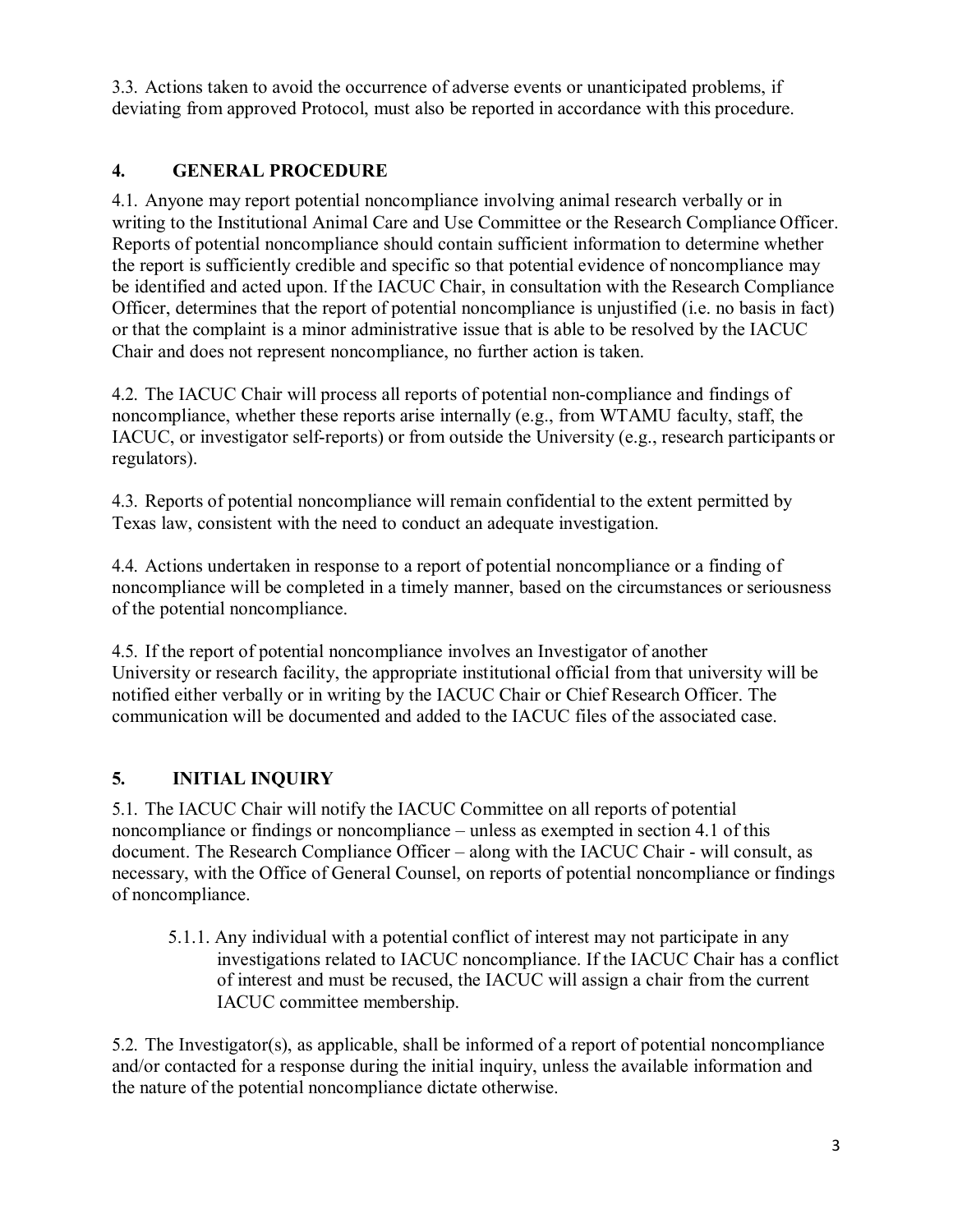3.3. Actions taken to avoid the occurrence of adverse events or unanticipated problems, if deviating from approved Protocol, must also be reported in accordance with this procedure.

## 4. GENERAL PROCEDURE

4.1. Anyone may report potential noncompliance involving animal research verbally or in writing to the Institutional Animal Care and Use Committee or the Research Compliance Officer. Reports of potential noncompliance should contain sufficient information to determine whether the report is sufficiently credible and specific so that potential evidence of noncompliance may be identified and acted upon. If the IACUC Chair, in consultation with the Research Compliance Officer, determines that the report of potential noncompliance is unjustified (i.e. no basis in fact) or that the complaint is a minor administrative issue that is able to be resolved by the IACUC Chair and does not represent noncompliance, no further action is taken.

4.2. The IACUC Chair will process all reports of potential non-compliance and findings of noncompliance, whether these reports arise internally (e.g., from WTAMU faculty, staff, the IACUC, or investigator self-reports) or from outside the University (e.g., research participants or regulators).

4.3. Reports of potential noncompliance will remain confidential to the extent permitted by Texas law, consistent with the need to conduct an adequate investigation.

4.4. Actions undertaken in response to a report of potential noncompliance or a finding of noncompliance will be completed in a timely manner, based on the circumstances or seriousness of the potential noncompliance.

4.5. If the report of potential noncompliance involves an Investigator of another University or research facility, the appropriate institutional official from that university will be notified either verbally or in writing by the IACUC Chair or Chief Research Officer. The communication will be documented and added to the IACUC files of the associated case.

## 5. INITIAL INQUIRY

5.1. The IACUC Chair will notify the IACUC Committee on all reports of potential noncompliance or findings or noncompliance – unless as exempted in section 4.1 of this document. The Research Compliance Officer – along with the IACUC Chair - will consult, as necessary, with the Office of General Counsel, on reports of potential noncompliance or findings of noncompliance.

> 5.1.1. Any individual with a potential conflict of interest may not participate in any investigations related to IACUC noncompliance. If the IACUC Chair has a conflict of interest and must be recused, the IACUC will assign a chair from the current IACUC committee membership.

5.2. The Investigator(s), as applicable, shall be informed of a report of potential noncompliance and/or contacted for a response during the initial inquiry, unless the available information and the nature of the potential noncompliance dictate otherwise.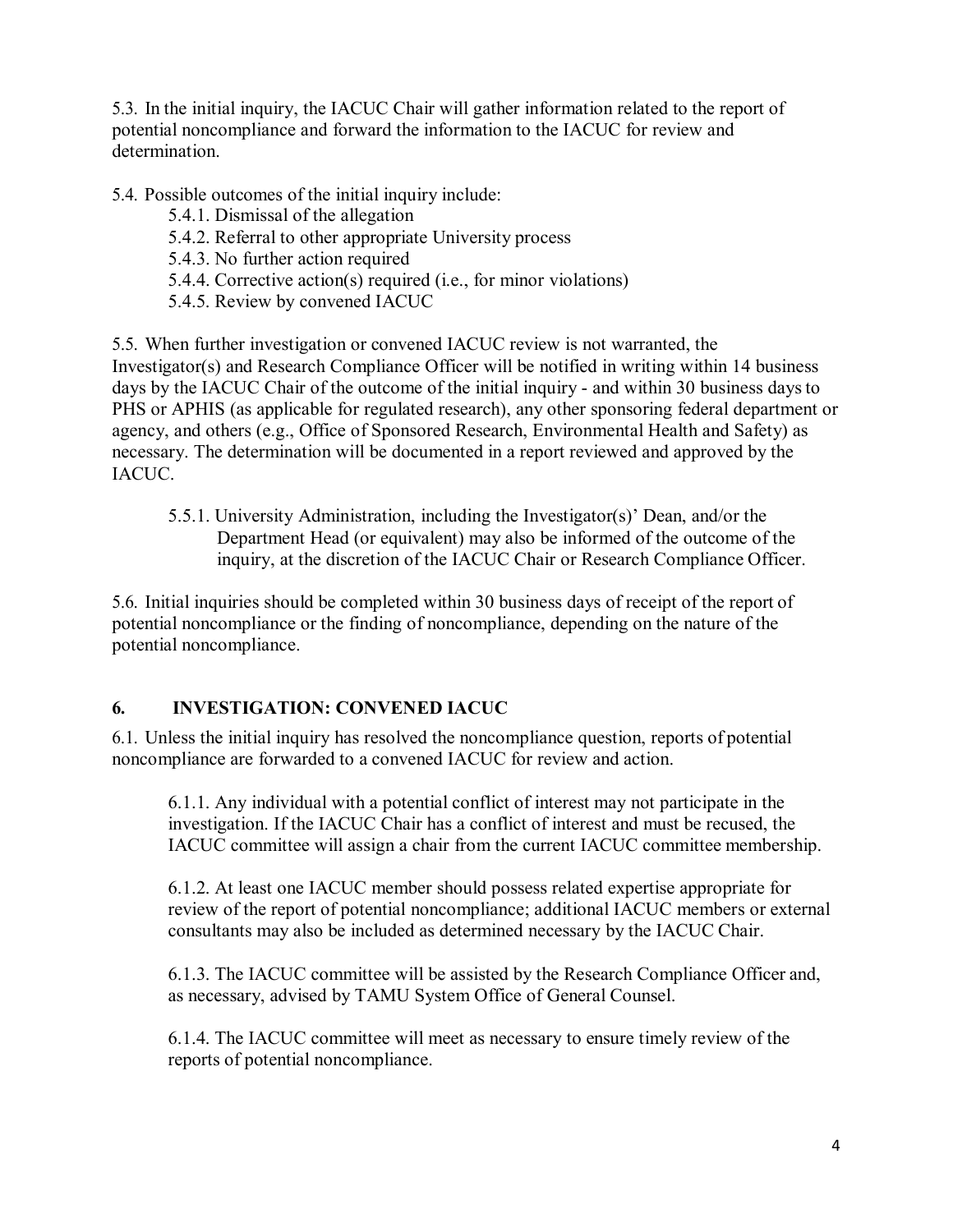5.3. In the initial inquiry, the IACUC Chair will gather information related to the report of potential noncompliance and forward the information to the IACUC for review and determination.

5.4. Possible outcomes of the initial inquiry include:

- 5.4.1. Dismissal of the allegation
- 5.4.2. Referral to other appropriate University process
- 5.4.3. No further action required
- 5.4.4. Corrective action(s) required (i.e., for minor violations)
- 5.4.5. Review by convened IACUC

5.5. When further investigation or convened IACUC review is not warranted, the Investigator(s) and Research Compliance Officer will be notified in writing within 14 business days by the IACUC Chair of the outcome of the initial inquiry - and within 30 business days to PHS or APHIS (as applicable for regulated research), any other sponsoring federal department or agency, and others (e.g., Office of Sponsored Research, Environmental Health and Safety) as necessary. The determination will be documented in a report reviewed and approved by the IACUC.

> 5.5.1. University Administration, including the Investigator(s)' Dean, and/or the Department Head (or equivalent) may also be informed of the outcome of the inquiry, at the discretion of the IACUC Chair or Research Compliance Officer.

5.6. Initial inquiries should be completed within 30 business days of receipt of the report of potential noncompliance or the finding of noncompliance, depending on the nature of the potential noncompliance.

## 6. INVESTIGATION: CONVENED IACUC

6.1. Unless the initial inquiry has resolved the noncompliance question, reports of potential noncompliance are forwarded to a convened IACUC for review and action.

> 6.1.1. Any individual with a potential conflict of interest may not participate in the investigation. If the IACUC Chair has a conflict of interest and must be recused, the IACUC committee will assign a chair from the current IACUC committee membership.
>
> 6.1.2. At least one IACUC member should possess related expertise appropriate for review of the report of potential noncompliance; additional IACUC members or external consultants may also be included as determined necessary by the IACUC Chair.
>
> 6.1.3. The IACUC committee will be assisted by the Research Compliance Officer and, as necessary, advised by TAMU System Office of General Counsel.
>
> 6.1.4. The IACUC committee will meet as necessary to ensure timely review of the reports of potential noncompliance.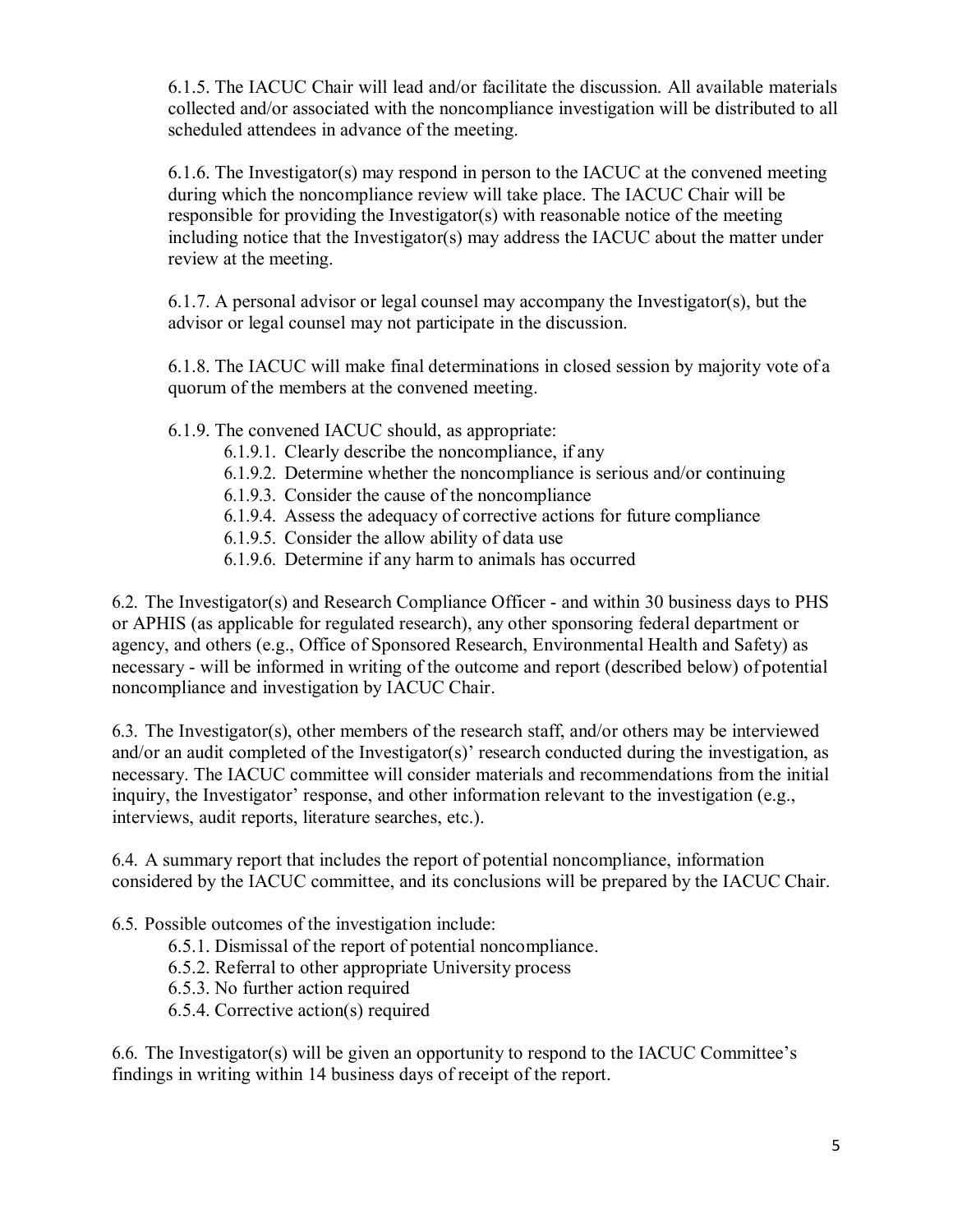6.1.5. The IACUC Chair will lead and/or facilitate the discussion. All available materials collected and/or associated with the noncompliance investigation will be distributed to all scheduled attendees in advance of the meeting.

6.1.6. The Investigator(s) may respond in person to the IACUC at the convened meeting during which the noncompliance review will take place. The IACUC Chair will be responsible for providing the Investigator(s) with reasonable notice of the meeting including notice that the Investigator(s) may address the IACUC about the matter under review at the meeting.

6.1.7. A personal advisor or legal counsel may accompany the Investigator(s), but the advisor or legal counsel may not participate in the discussion.

6.1.8. The IACUC will make final determinations in closed session by majority vote of a quorum of the members at the convened meeting.

6.1.9. The convened IACUC should, as appropriate:

- 6.1.9.1. Clearly describe the noncompliance, if any
- 6.1.9.2. Determine whether the noncompliance is serious and/or continuing
- 6.1.9.3. Consider the cause of the noncompliance
- 6.1.9.4. Assess the adequacy of corrective actions for future compliance
- 6.1.9.5. Consider the allow ability of data use
- 6.1.9.6. Determine if any harm to animals has occurred

6.2. The Investigator(s) and Research Compliance Officer - and within 30 business days to PHS or APHIS (as applicable for regulated research), any other sponsoring federal department or agency, and others (e.g., Office of Sponsored Research, Environmental Health and Safety) as necessary - will be informed in writing of the outcome and report (described below) of potential noncompliance and investigation by IACUC Chair.

6.3. The Investigator(s), other members of the research staff, and/or others may be interviewed and/or an audit completed of the Investigator(s)' research conducted during the investigation, as necessary. The IACUC committee will consider materials and recommendations from the initial inquiry, the Investigator' response, and other information relevant to the investigation (e.g., interviews, audit reports, literature searches, etc.).

6.4. A summary report that includes the report of potential noncompliance, information considered by the IACUC committee, and its conclusions will be prepared by the IACUC Chair.

6.5. Possible outcomes of the investigation include:

- 6.5.1. Dismissal of the report of potential noncompliance.
- 6.5.2. Referral to other appropriate University process
- 6.5.3. No further action required
- 6.5.4. Corrective action(s) required

6.6. The Investigator(s) will be given an opportunity to respond to the IACUC Committee's findings in writing within 14 business days of receipt of the report.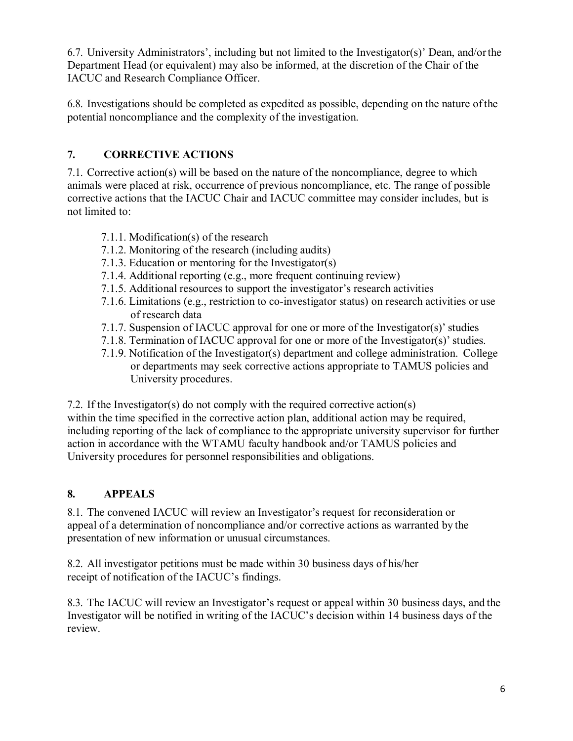6.7. University Administrators', including but not limited to the Investigator(s)' Dean, and/or the Department Head (or equivalent) may also be informed, at the discretion of the Chair of the IACUC and Research Compliance Officer.

6.8. Investigations should be completed as expedited as possible, depending on the nature of the potential noncompliance and the complexity of the investigation.

## 7. CORRECTIVE ACTIONS

7.1. Corrective action(s) will be based on the nature of the noncompliance, degree to which animals were placed at risk, occurrence of previous noncompliance, etc. The range of possible corrective actions that the IACUC Chair and IACUC committee may consider includes, but is not limited to:

- 7.1.1. Modification(s) of the research
- 7.1.2. Monitoring of the research (including audits)
- 7.1.3. Education or mentoring for the Investigator(s)
- 7.1.4. Additional reporting (e.g., more frequent continuing review)
- 7.1.5. Additional resources to support the investigator's research activities
- 7.1.6. Limitations (e.g., restriction to co-investigator status) on research activities or use of research data
- 7.1.7. Suspension of IACUC approval for one or more of the Investigator(s)' studies
- 7.1.8. Termination of IACUC approval for one or more of the Investigator(s)' studies.
- 7.1.9. Notification of the Investigator(s) department and college administration. College or departments may seek corrective actions appropriate to TAMUS policies and University procedures.

7.2. If the Investigator(s) do not comply with the required corrective action(s) within the time specified in the corrective action plan, additional action may be required, including reporting of the lack of compliance to the appropriate university supervisor for further action in accordance with the WTAMU faculty handbook and/or TAMUS policies and University procedures for personnel responsibilities and obligations.

## 8. APPEALS

8.1. The convened IACUC will review an Investigator's request for reconsideration or appeal of a determination of noncompliance and/or corrective actions as warranted by the presentation of new information or unusual circumstances.

8.2. All investigator petitions must be made within 30 business days of his/her receipt of notification of the IACUC's findings.

8.3. The IACUC will review an Investigator's request or appeal within 30 business days, and the Investigator will be notified in writing of the IACUC's decision within 14 business days of the review.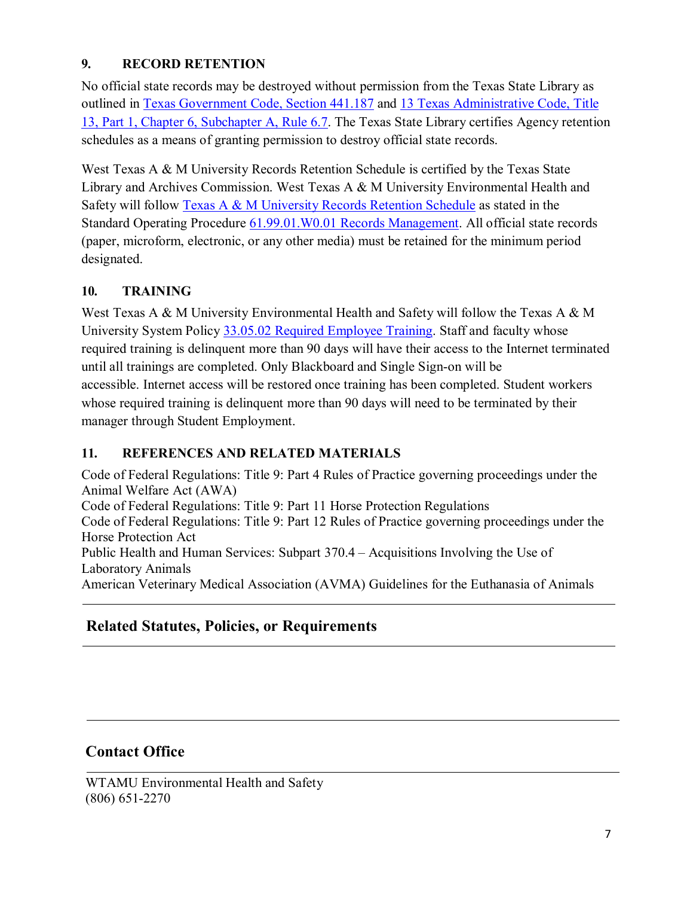## 9. RECORD RETENTION

No official state records may be destroyed without permission from the Texas State Library as outlined in [Texas Government Code, Section 441.187](#) and [13 Texas Administrative Code, Title 13, Part 1, Chapter 6, Subchapter A, Rule 6.7](#). The Texas State Library certifies Agency retention schedules as a means of granting permission to destroy official state records.

West Texas A & M University Records Retention Schedule is certified by the Texas State Library and Archives Commission. West Texas A & M University Environmental Health and Safety will follow [Texas A & M University Records Retention Schedule](#) as stated in the Standard Operating Procedure [61.99.01.W0.01 Records Management](#). All official state records (paper, microform, electronic, or any other media) must be retained for the minimum period designated.

## 10. TRAINING

West Texas A & M University Environmental Health and Safety will follow the Texas A & M University System Policy [33.05.02 Required Employee Training](#). Staff and faculty whose required training is delinquent more than 90 days will have their access to the Internet terminated until all trainings are completed. Only Blackboard and Single Sign-on will be accessible. Internet access will be restored once training has been completed. Student workers whose required training is delinquent more than 90 days will need to be terminated by their manager through Student Employment.

## 11. REFERENCES AND RELATED MATERIALS

Code of Federal Regulations: Title 9: Part 4 Rules of Practice governing proceedings under the Animal Welfare Act (AWA)
Code of Federal Regulations: Title 9: Part 11 Horse Protection Regulations
Code of Federal Regulations: Title 9: Part 12 Rules of Practice governing proceedings under the Horse Protection Act
Public Health and Human Services: Subpart 370.4 – Acquisitions Involving the Use of Laboratory Animals
American Veterinary Medical Association (AVMA) Guidelines for the Euthanasia of Animals

---

## Related Statutes, Policies, or Requirements

---

---

## Contact Office

WTAMU Environmental Health and Safety
(806) 651-2270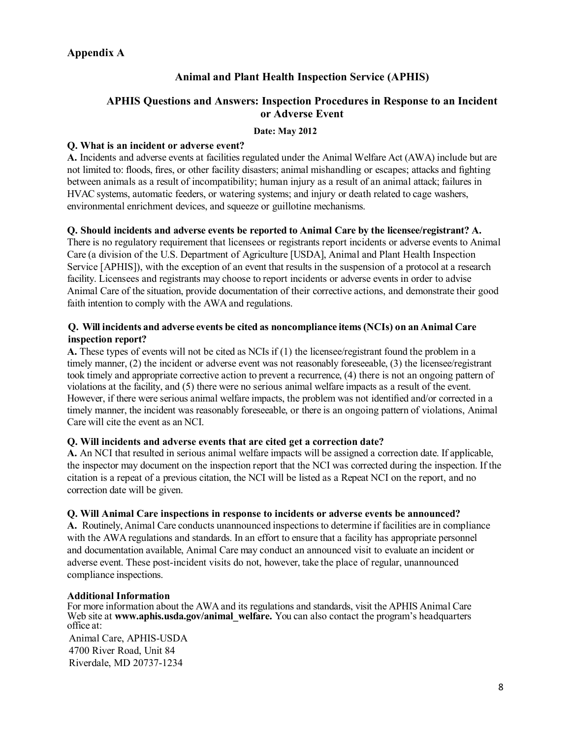## Appendix A

### Animal and Plant Health Inspection Service (APHIS)

### APHIS Questions and Answers: Inspection Procedures in Response to an Incident or Adverse Event

**Date: May 2012**

**Q. What is an incident or adverse event?**

**A.** Incidents and adverse events at facilities regulated under the Animal Welfare Act (AWA) include but are not limited to: floods, fires, or other facility disasters; animal mishandling or escapes; attacks and fighting between animals as a result of incompatibility; human injury as a result of an animal attack; failures in HVAC systems, automatic feeders, or watering systems; and injury or death related to cage washers, environmental enrichment devices, and squeeze or guillotine mechanisms.

**Q. Should incidents and adverse events be reported to Animal Care by the licensee/registrant? A.** There is no regulatory requirement that licensees or registrants report incidents or adverse events to Animal Care (a division of the U.S. Department of Agriculture [USDA], Animal and Plant Health Inspection Service [APHIS]), with the exception of an event that results in the suspension of a protocol at a research facility. Licensees and registrants may choose to report incidents or adverse events in order to advise Animal Care of the situation, provide documentation of their corrective actions, and demonstrate their good faith intention to comply with the AWA and regulations.

**Q. Will incidents and adverse events be cited as noncompliance items (NCIs) on an Animal Care inspection report?**

**A.** These types of events will not be cited as NCIs if (1) the licensee/registrant found the problem in a timely manner, (2) the incident or adverse event was not reasonably foreseeable, (3) the licensee/registrant took timely and appropriate corrective action to prevent a recurrence, (4) there is not an ongoing pattern of violations at the facility, and (5) there were no serious animal welfare impacts as a result of the event. However, if there were serious animal welfare impacts, the problem was not identified and/or corrected in a timely manner, the incident was reasonably foreseeable, or there is an ongoing pattern of violations, Animal Care will cite the event as an NCI.

**Q. Will incidents and adverse events that are cited get a correction date?**

**A.** An NCI that resulted in serious animal welfare impacts will be assigned a correction date. If applicable, the inspector may document on the inspection report that the NCI was corrected during the inspection. If the citation is a repeat of a previous citation, the NCI will be listed as a Repeat NCI on the report, and no correction date will be given.

**Q. Will Animal Care inspections in response to incidents or adverse events be announced?**

**A.** Routinely, Animal Care conducts unannounced inspections to determine if facilities are in compliance with the AWA regulations and standards. In an effort to ensure that a facility has appropriate personnel and documentation available, Animal Care may conduct an announced visit to evaluate an incident or adverse event. These post-incident visits do not, however, take the place of regular, unannounced compliance inspections.

**Additional Information**

For more information about the AWA and its regulations and standards, visit the APHIS Animal Care Web site at **www.aphis.usda.gov/animal_welfare.** You can also contact the program's headquarters office at:

Animal Care, APHIS-USDA
4700 River Road, Unit 84
Riverdale, MD 20737-1234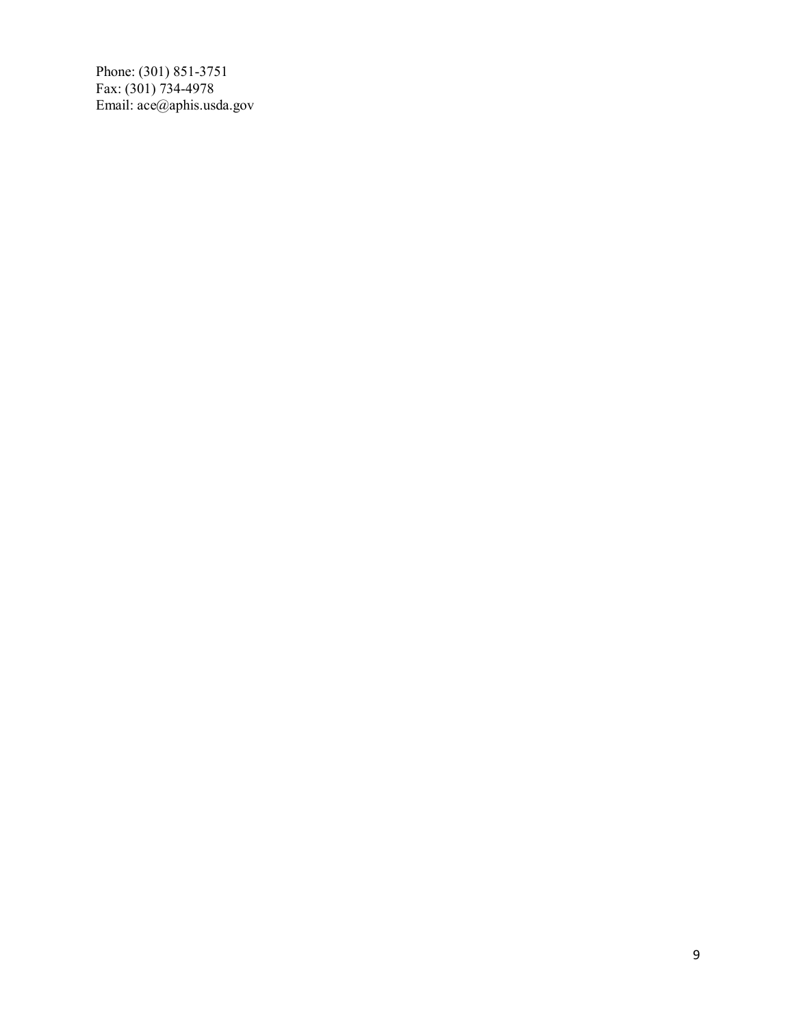Phone: (301) 851-3751
Fax: (301) 734-4978
Email: ace@aphis.usda.gov